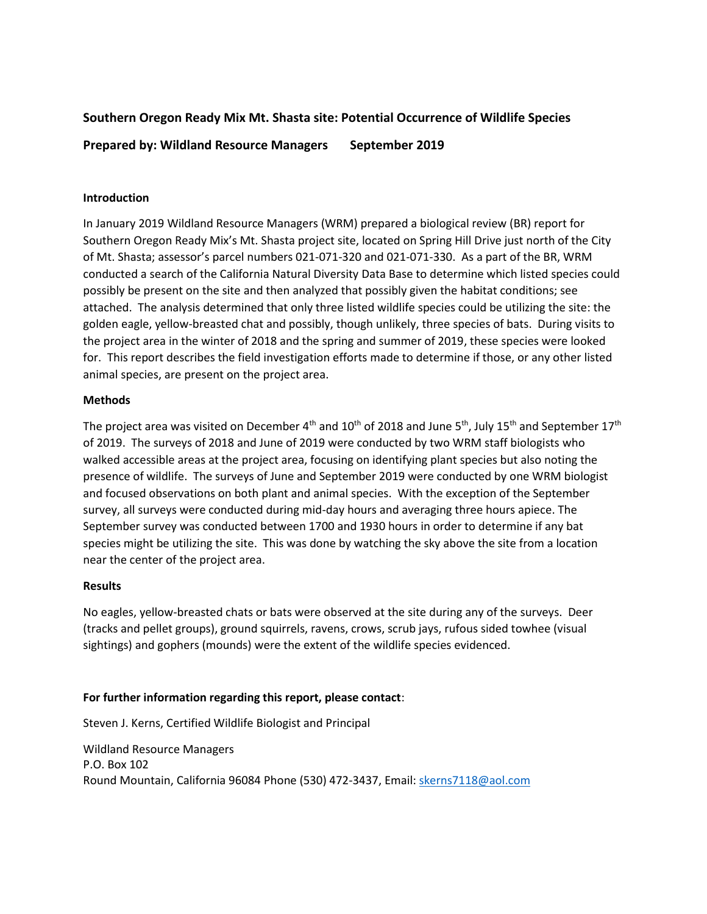**Southern Oregon Ready Mix Mt. Shasta site: Potential Occurrence of Wildlife Species**

**Prepared by: Wildland Resource Managers September 2019**

**Introduction**

In January 2019 Wildland Resource Managers (WRM) prepared a biological review (BR) report for Southern Oregon Ready Mix's Mt. Shasta project site, located on Spring Hill Drive just north of the City of Mt. Shasta; assessor's parcel numbers 021-071-320 and 021-071-330. As a part of the BR, WRM conducted a search of the California Natural Diversity Data Base to determine which listed species could possibly be present on the site and then analyzed that possibly given the habitat conditions; see attached. The analysis determined that only three listed wildlife species could be utilizing the site: the golden eagle, yellow-breasted chat and possibly, though unlikely, three species of bats. During visits to the project area in the winter of 2018 and the spring and summer of 2019, these species were looked for. This report describes the field investigation efforts made to determine if those, or any other listed animal species, are present on the project area.

**Methods**

The project area was visited on December 4th and 10th of 2018 and June 5th, July 15th and September 17th of 2019. The surveys of 2018 and June of 2019 were conducted by two WRM staff biologists who walked accessible areas at the project area, focusing on identifying plant species but also noting the presence of wildlife. The surveys of June and September 2019 were conducted by one WRM biologist and focused observations on both plant and animal species. With the exception of the September survey, all surveys were conducted during mid-day hours and averaging three hours apiece. The September survey was conducted between 1700 and 1930 hours in order to determine if any bat species might be utilizing the site. This was done by watching the sky above the site from a location near the center of the project area.

**Results**

No eagles, yellow-breasted chats or bats were observed at the site during any of the surveys. Deer (tracks and pellet groups), ground squirrels, ravens, crows, scrub jays, rufous sided towhee (visual sightings) and gophers (mounds) were the extent of the wildlife species evidenced.

**For further information regarding this report, please contact**:

Steven J. Kerns, Certified Wildlife Biologist and Principal

Wildland Resource Managers
P.O. Box 102
Round Mountain, California 96084 Phone (530) 472-3437, Email: skerns7118@aol.com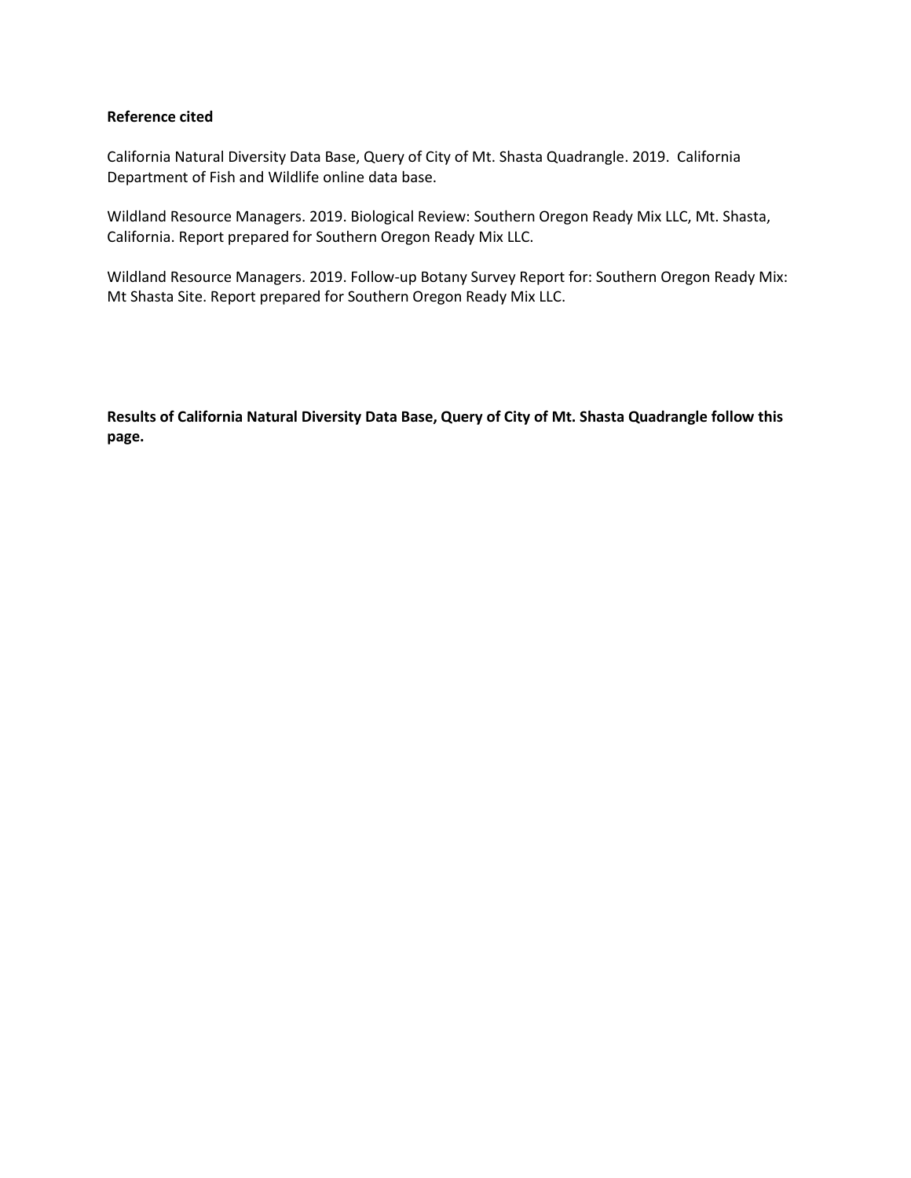**Reference cited**

California Natural Diversity Data Base, Query of City of Mt. Shasta Quadrangle. 2019. California Department of Fish and Wildlife online data base.

Wildland Resource Managers. 2019. Biological Review: Southern Oregon Ready Mix LLC, Mt. Shasta, California. Report prepared for Southern Oregon Ready Mix LLC.

Wildland Resource Managers. 2019. Follow-up Botany Survey Report for: Southern Oregon Ready Mix: Mt Shasta Site. Report prepared for Southern Oregon Ready Mix LLC.

**Results of California Natural Diversity Data Base, Query of City of Mt. Shasta Quadrangle follow this page.**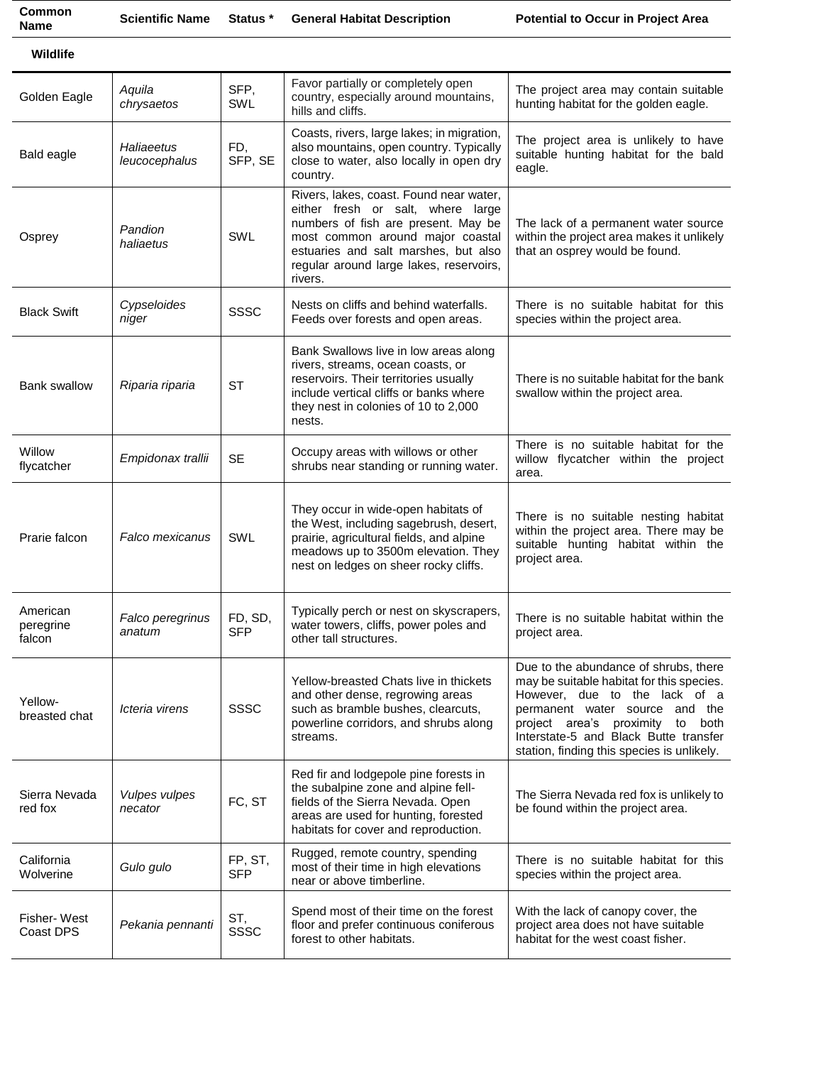| Common Name | Scientific Name | Status * | General Habitat Description | Potential to Occur in Project Area |
|---|---|---|---|---|
| **Wildlife** | | | | |
| Golden Eagle | *Aquila chrysaetos* | SFP, SWL | Favor partially or completely open country, especially around mountains, hills and cliffs. | The project area may contain suitable hunting habitat for the golden eagle. |
| Bald eagle | *Haliaeetus leucocephalus* | FD, SFP, SE | Coasts, rivers, large lakes; in migration, also mountains, open country. Typically close to water, also locally in open dry country. | The project area is unlikely to have suitable hunting habitat for the bald eagle. |
| Osprey | *Pandion haliaetus* | SWL | Rivers, lakes, coast. Found near water, either fresh or salt, where large numbers of fish are present. May be most common around major coastal estuaries and salt marshes, but also regular around large lakes, reservoirs, rivers. | The lack of a permanent water source within the project area makes it unlikely that an osprey would be found. |
| Black Swift | *Cypseloides niger* | SSSC | Nests on cliffs and behind waterfalls. Feeds over forests and open areas. | There is no suitable habitat for this species within the project area. |
| Bank swallow | *Riparia riparia* | ST | Bank Swallows live in low areas along rivers, streams, ocean coasts, or reservoirs. Their territories usually include vertical cliffs or banks where they nest in colonies of 10 to 2,000 nests. | There is no suitable habitat for the bank swallow within the project area. |
| Willow flycatcher | *Empidonax trallii* | SE | Occupy areas with willows or other shrubs near standing or running water. | There is no suitable habitat for the willow flycatcher within the project area. |
| Prarie falcon | *Falco mexicanus* | SWL | They occur in wide-open habitats of the West, including sagebrush, desert, prairie, agricultural fields, and alpine meadows up to 3500m elevation. They nest on ledges on sheer rocky cliffs. | There is no suitable nesting habitat within the project area. There may be suitable hunting habitat within the project area. |
| American peregrine falcon | *Falco peregrinus anatum* | FD, SD, SFP | Typically perch or nest on skyscrapers, water towers, cliffs, power poles and other tall structures. | There is no suitable habitat within the project area. |
| Yellow-breasted chat | *Icteria virens* | SSSC | Yellow-breasted Chats live in thickets and other dense, regrowing areas such as bramble bushes, clearcuts, powerline corridors, and shrubs along streams. | Due to the abundance of shrubs, there may be suitable habitat for this species. However, due to the lack of a permanent water source and the project area's proximity to both Interstate-5 and Black Butte transfer station, finding this species is unlikely. |
| Sierra Nevada red fox | *Vulpes vulpes necator* | FC, ST | Red fir and lodgepole pine forests in the subalpine zone and alpine fell-fields of the Sierra Nevada. Open areas are used for hunting, forested habitats for cover and reproduction. | The Sierra Nevada red fox is unlikely to be found within the project area. |
| California Wolverine | *Gulo gulo* | FP, ST, SFP | Rugged, remote country, spending most of their time in high elevations near or above timberline. | There is no suitable habitat for this species within the project area. |
| Fisher- West Coast DPS | *Pekania pennanti* | ST, SSSC | Spend most of their time on the forest floor and prefer continuous coniferous forest to other habitats. | With the lack of canopy cover, the project area does not have suitable habitat for the west coast fisher. |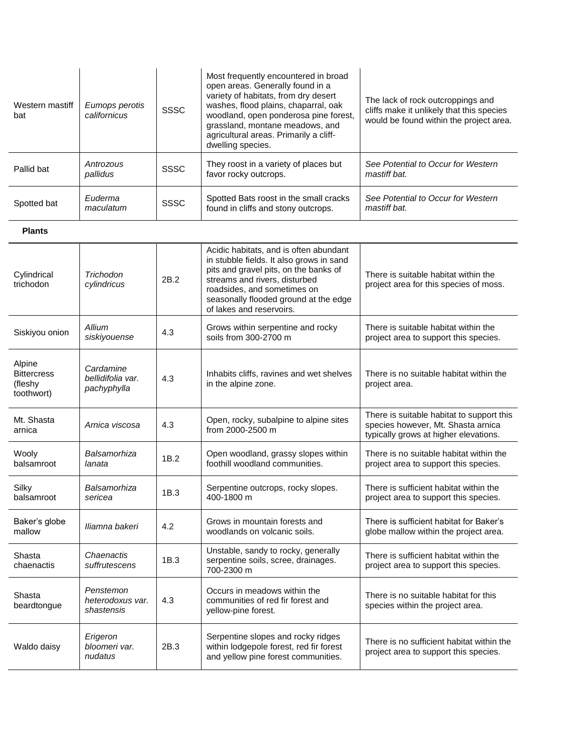| | | | | |
|---|---|---|---|---|
| Western mastiff bat | *Eumops perotis californicus* | SSSC | Most frequently encountered in broad open areas. Generally found in a variety of habitats, from dry desert washes, flood plains, chaparral, oak woodland, open ponderosa pine forest, grassland, montane meadows, and agricultural areas. Primarily a cliff-dwelling species. | The lack of rock outcroppings and cliffs make it unlikely that this species would be found within the project area. |
| Pallid bat | *Antrozous pallidus* | SSSC | They roost in a variety of places but favor rocky outcrops. | *See Potential to Occur for Western mastiff bat.* |
| Spotted bat | *Euderma maculatum* | SSSC | Spotted Bats roost in the small cracks found in cliffs and stony outcrops. | *See Potential to Occur for Western mastiff bat.* |

**Plants**

| | | | | |
|---|---|---|---|---|
| Cylindrical trichodon | *Trichodon cylindricus* | 2B.2 | Acidic habitats, and is often abundant in stubble fields. It also grows in sand pits and gravel pits, on the banks of streams and rivers, disturbed roadsides, and sometimes on seasonally flooded ground at the edge of lakes and reservoirs. | There is suitable habitat within the project area for this species of moss. |
| Siskiyou onion | *Allium siskiyouense* | 4.3 | Grows within serpentine and rocky soils from 300-2700 m | There is suitable habitat within the project area to support this species. |
| Alpine Bittercress (fleshy toothwort) | *Cardamine bellidifolia var. pachyphylla* | 4.3 | Inhabits cliffs, ravines and wet shelves in the alpine zone. | There is no suitable habitat within the project area. |
| Mt. Shasta arnica | *Arnica viscosa* | 4.3 | Open, rocky, subalpine to alpine sites from 2000-2500 m | There is suitable habitat to support this species however, Mt. Shasta arnica typically grows at higher elevations. |
| Wooly balsamroot | *Balsamorhiza lanata* | 1B.2 | Open woodland, grassy slopes within foothill woodland communities. | There is no suitable habitat within the project area to support this species. |
| Silky balsamroot | *Balsamorhiza sericea* | 1B.3 | Serpentine outcrops, rocky slopes. 400-1800 m | There is sufficient habitat within the project area to support this species. |
| Baker's globe mallow | *Iliamna bakeri* | 4.2 | Grows in mountain forests and woodlands on volcanic soils. | There is sufficient habitat for Baker's globe mallow within the project area. |
| Shasta chaenactis | *Chaenactis suffrutescens* | 1B.3 | Unstable, sandy to rocky, generally serpentine soils, scree, drainages. 700-2300 m | There is sufficient habitat within the project area to support this species. |
| Shasta beardtongue | *Penstemon heterodoxus var. shastensis* | 4.3 | Occurs in meadows within the communities of red fir forest and yellow-pine forest. | There is no suitable habitat for this species within the project area. |
| Waldo daisy | *Erigeron bloomeri var. nudatus* | 2B.3 | Serpentine slopes and rocky ridges within lodgepole forest, red fir forest and yellow pine forest communities. | There is no sufficient habitat within the project area to support this species. |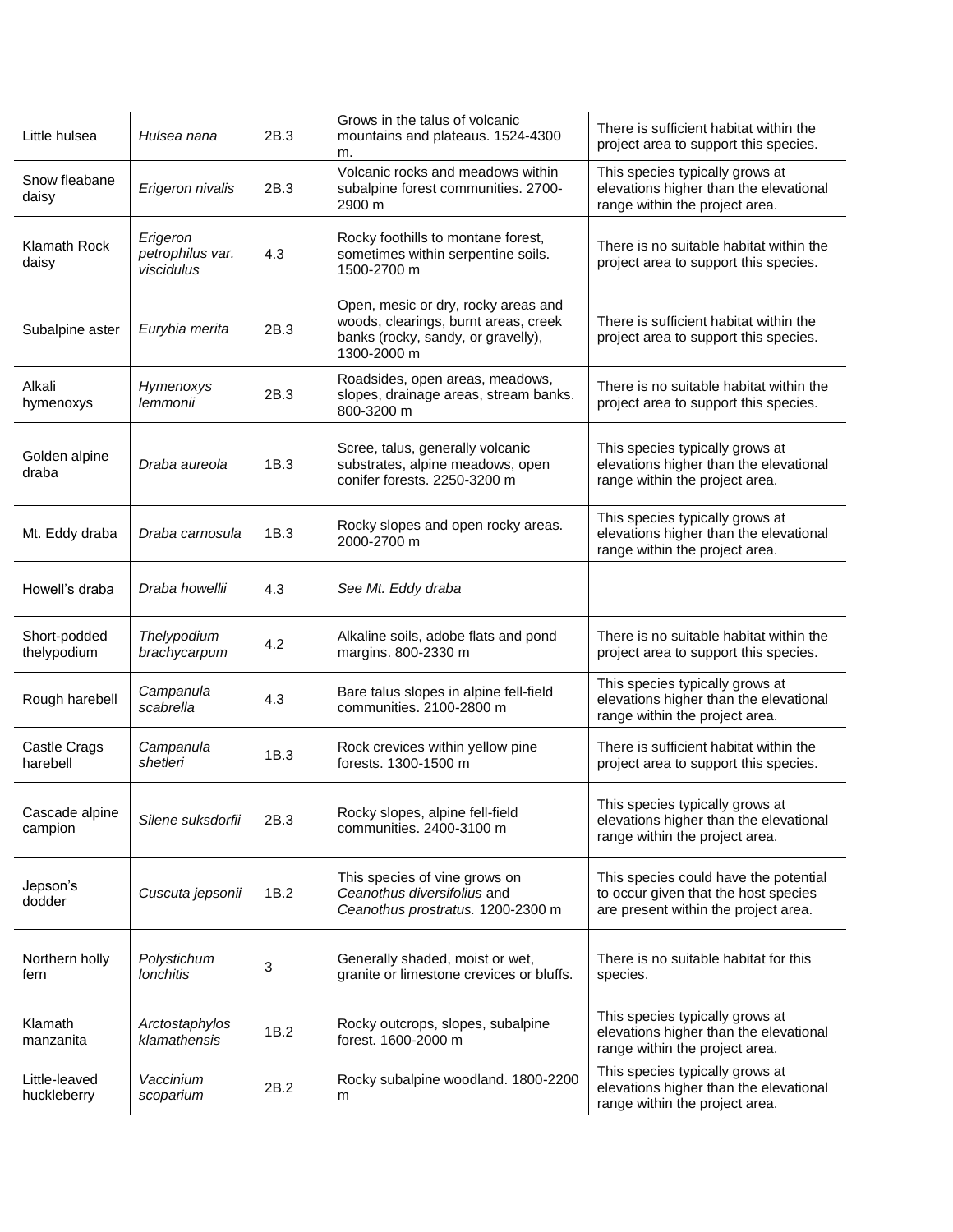| | | | | |
|---|---|---|---|---|
| Little hulsea | *Hulsea nana* | 2B.3 | Grows in the talus of volcanic mountains and plateaus. 1524-4300 m. | There is sufficient habitat within the project area to support this species. |
| Snow fleabane daisy | *Erigeron nivalis* | 2B.3 | Volcanic rocks and meadows within subalpine forest communities. 2700-2900 m | This species typically grows at elevations higher than the elevational range within the project area. |
| Klamath Rock daisy | *Erigeron petrophilus var. viscidulus* | 4.3 | Rocky foothills to montane forest, sometimes within serpentine soils. 1500-2700 m | There is no suitable habitat within the project area to support this species. |
| Subalpine aster | *Eurybia merita* | 2B.3 | Open, mesic or dry, rocky areas and woods, clearings, burnt areas, creek banks (rocky, sandy, or gravelly), 1300-2000 m | There is sufficient habitat within the project area to support this species. |
| Alkali hymenoxys | *Hymenoxys lemmonii* | 2B.3 | Roadsides, open areas, meadows, slopes, drainage areas, stream banks. 800-3200 m | There is no suitable habitat within the project area to support this species. |
| Golden alpine draba | *Draba aureola* | 1B.3 | Scree, talus, generally volcanic substrates, alpine meadows, open conifer forests. 2250-3200 m | This species typically grows at elevations higher than the elevational range within the project area. |
| Mt. Eddy draba | *Draba carnosula* | 1B.3 | Rocky slopes and open rocky areas. 2000-2700 m | This species typically grows at elevations higher than the elevational range within the project area. |
| Howell's draba | *Draba howellii* | 4.3 | *See Mt. Eddy draba* | |
| Short-podded thelypodium | *Thelypodium brachycarpum* | 4.2 | Alkaline soils, adobe flats and pond margins. 800-2330 m | There is no suitable habitat within the project area to support this species. |
| Rough harebell | *Campanula scabrella* | 4.3 | Bare talus slopes in alpine fell-field communities. 2100-2800 m | This species typically grows at elevations higher than the elevational range within the project area. |
| Castle Crags harebell | *Campanula shetleri* | 1B.3 | Rock crevices within yellow pine forests. 1300-1500 m | There is sufficient habitat within the project area to support this species. |
| Cascade alpine campion | *Silene suksdorfii* | 2B.3 | Rocky slopes, alpine fell-field communities. 2400-3100 m | This species typically grows at elevations higher than the elevational range within the project area. |
| Jepson's dodder | *Cuscuta jepsonii* | 1B.2 | This species of vine grows on *Ceanothus diversifolius* and *Ceanothus prostratus.* 1200-2300 m | This species could have the potential to occur given that the host species are present within the project area. |
| Northern holly fern | *Polystichum lonchitis* | 3 | Generally shaded, moist or wet, granite or limestone crevices or bluffs. | There is no suitable habitat for this species. |
| Klamath manzanita | *Arctostaphylos klamathensis* | 1B.2 | Rocky outcrops, slopes, subalpine forest. 1600-2000 m | This species typically grows at elevations higher than the elevational range within the project area. |
| Little-leaved huckleberry | *Vaccinium scoparium* | 2B.2 | Rocky subalpine woodland. 1800-2200 m | This species typically grows at elevations higher than the elevational range within the project area. |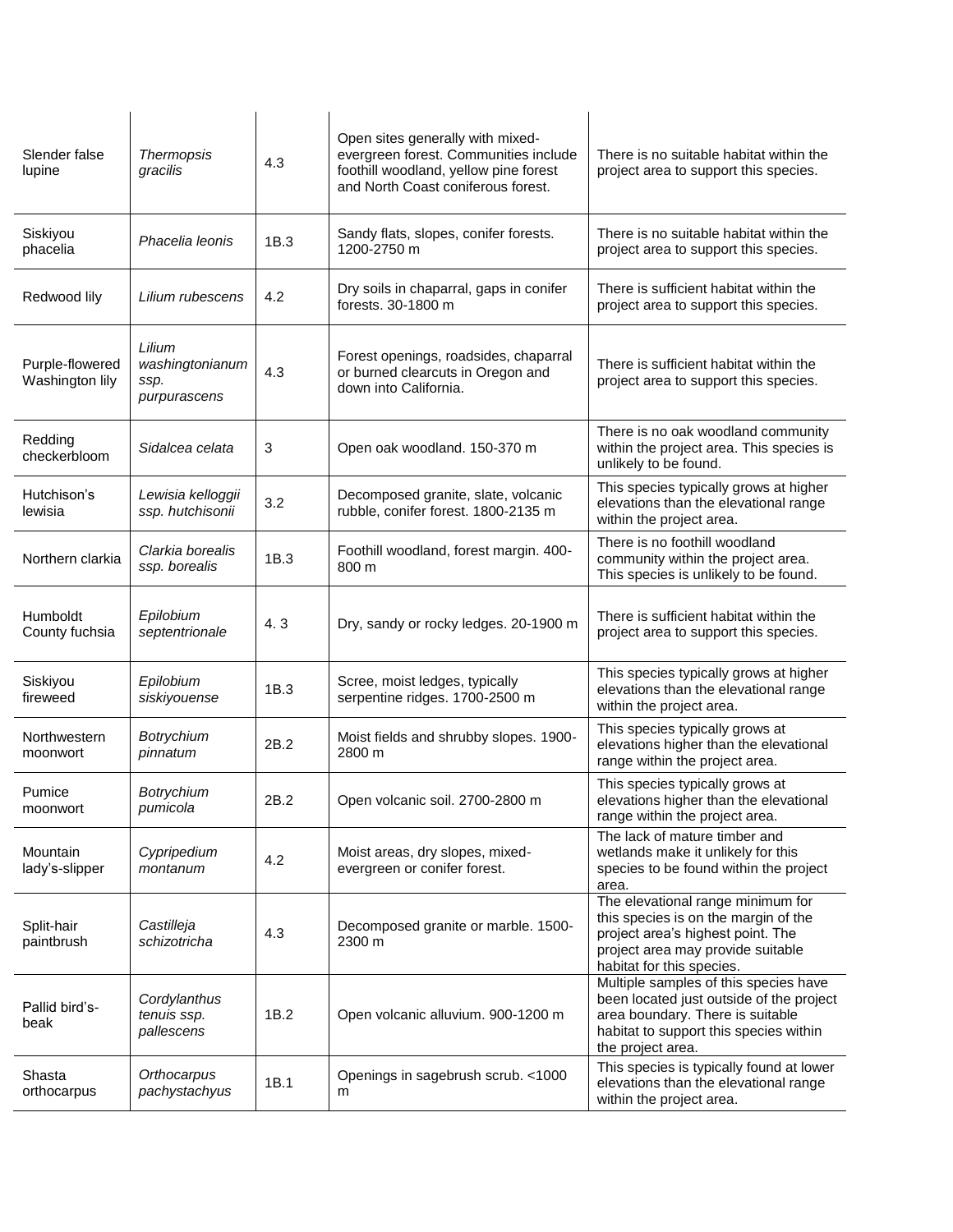| | | | | |
|---|---|---|---|---|
| Slender false lupine | *Thermopsis gracilis* | 4.3 | Open sites generally with mixed-evergreen forest. Communities include foothill woodland, yellow pine forest and North Coast coniferous forest. | There is no suitable habitat within the project area to support this species. |
| Siskiyou phacelia | *Phacelia leonis* | 1B.3 | Sandy flats, slopes, conifer forests. 1200-2750 m | There is no suitable habitat within the project area to support this species. |
| Redwood lily | *Lilium rubescens* | 4.2 | Dry soils in chaparral, gaps in conifer forests. 30-1800 m | There is sufficient habitat within the project area to support this species. |
| Purple-flowered Washington lily | *Lilium washingtonianum ssp. purpurascens* | 4.3 | Forest openings, roadsides, chaparral or burned clearcuts in Oregon and down into California. | There is sufficient habitat within the project area to support this species. |
| Redding checkerbloom | *Sidalcea celata* | 3 | Open oak woodland. 150-370 m | There is no oak woodland community within the project area. This species is unlikely to be found. |
| Hutchison's lewisia | *Lewisia kelloggii ssp. hutchisonii* | 3.2 | Decomposed granite, slate, volcanic rubble, conifer forest. 1800-2135 m | This species typically grows at higher elevations than the elevational range within the project area. |
| Northern clarkia | *Clarkia borealis ssp. borealis* | 1B.3 | Foothill woodland, forest margin. 400-800 m | There is no foothill woodland community within the project area. This species is unlikely to be found. |
| Humboldt County fuchsia | *Epilobium septentrionale* | 4. 3 | Dry, sandy or rocky ledges. 20-1900 m | There is sufficient habitat within the project area to support this species. |
| Siskiyou fireweed | *Epilobium siskiyouense* | 1B.3 | Scree, moist ledges, typically serpentine ridges. 1700-2500 m | This species typically grows at higher elevations than the elevational range within the project area. |
| Northwestern moonwort | *Botrychium pinnatum* | 2B.2 | Moist fields and shrubby slopes. 1900-2800 m | This species typically grows at elevations higher than the elevational range within the project area. |
| Pumice moonwort | *Botrychium pumicola* | 2B.2 | Open volcanic soil. 2700-2800 m | This species typically grows at elevations higher than the elevational range within the project area. |
| Mountain lady's-slipper | *Cypripedium montanum* | 4.2 | Moist areas, dry slopes, mixed-evergreen or conifer forest. | The lack of mature timber and wetlands make it unlikely for this species to be found within the project area. |
| Split-hair paintbrush | *Castilleja schizotricha* | 4.3 | Decomposed granite or marble. 1500-2300 m | The elevational range minimum for this species is on the margin of the project area's highest point. The project area may provide suitable habitat for this species. |
| Pallid bird's-beak | *Cordylanthus tenuis ssp. pallescens* | 1B.2 | Open volcanic alluvium. 900-1200 m | Multiple samples of this species have been located just outside of the project area boundary. There is suitable habitat to support this species within the project area. |
| Shasta orthocarpus | *Orthocarpus pachystachyus* | 1B.1 | Openings in sagebrush scrub. <1000 m | This species is typically found at lower elevations than the elevational range within the project area. |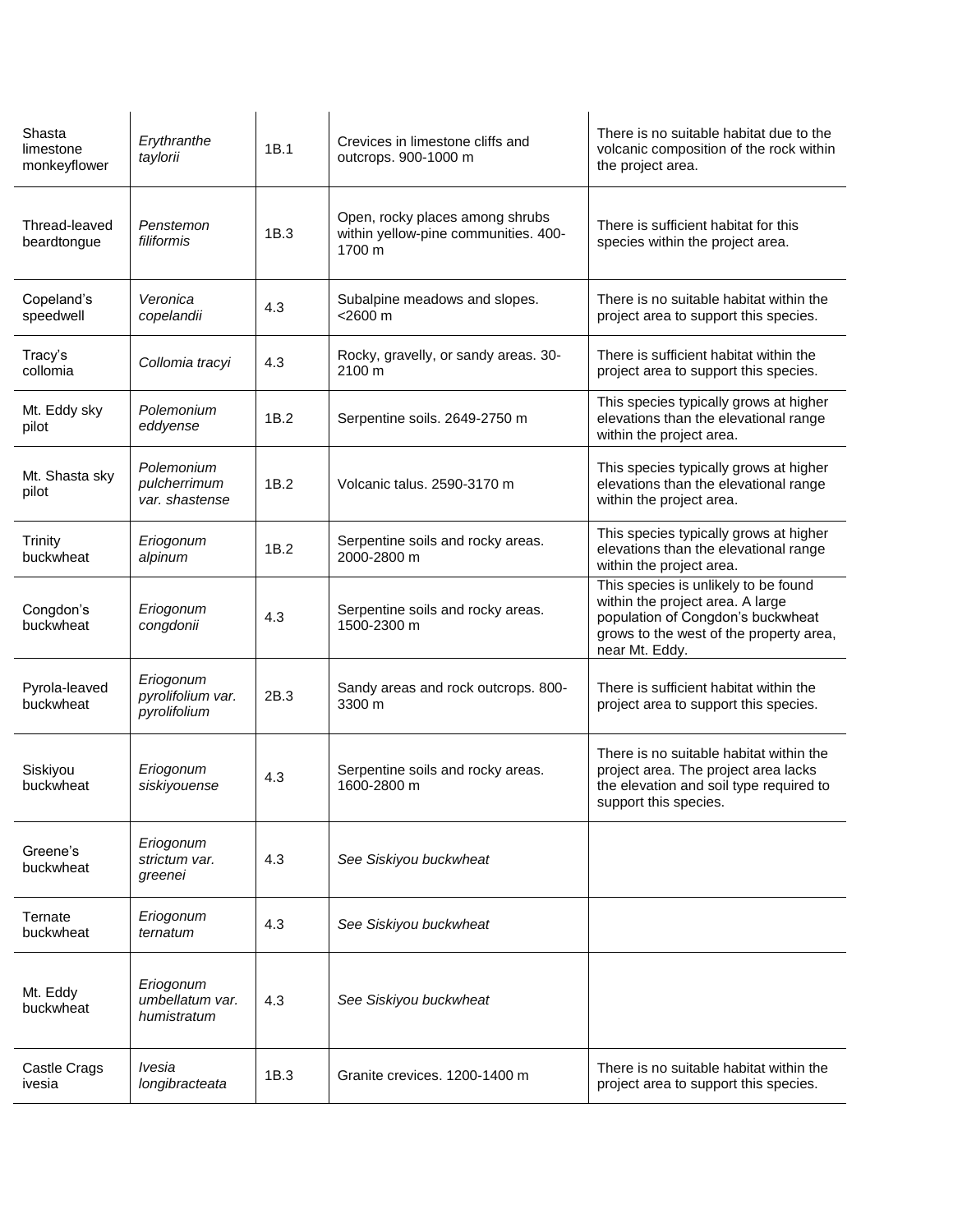| | | | | |
|---|---|---|---|---|
| Shasta limestone monkeyflower | *Erythranthe taylorii* | 1B.1 | Crevices in limestone cliffs and outcrops. 900-1000 m | There is no suitable habitat due to the volcanic composition of the rock within the project area. |
| Thread-leaved beardtongue | *Penstemon filiformis* | 1B.3 | Open, rocky places among shrubs within yellow-pine communities. 400-1700 m | There is sufficient habitat for this species within the project area. |
| Copeland's speedwell | *Veronica copelandii* | 4.3 | Subalpine meadows and slopes. <2600 m | There is no suitable habitat within the project area to support this species. |
| Tracy's collomia | *Collomia tracyi* | 4.3 | Rocky, gravelly, or sandy areas. 30-2100 m | There is sufficient habitat within the project area to support this species. |
| Mt. Eddy sky pilot | *Polemonium eddyense* | 1B.2 | Serpentine soils. 2649-2750 m | This species typically grows at higher elevations than the elevational range within the project area. |
| Mt. Shasta sky pilot | *Polemonium pulcherrimum var. shastense* | 1B.2 | Volcanic talus. 2590-3170 m | This species typically grows at higher elevations than the elevational range within the project area. |
| Trinity buckwheat | *Eriogonum alpinum* | 1B.2 | Serpentine soils and rocky areas. 2000-2800 m | This species typically grows at higher elevations than the elevational range within the project area. |
| Congdon's buckwheat | *Eriogonum congdonii* | 4.3 | Serpentine soils and rocky areas. 1500-2300 m | This species is unlikely to be found within the project area. A large population of Congdon's buckwheat grows to the west of the property area, near Mt. Eddy. |
| Pyrola-leaved buckwheat | *Eriogonum pyrolifolium var. pyrolifolium* | 2B.3 | Sandy areas and rock outcrops. 800-3300 m | There is sufficient habitat within the project area to support this species. |
| Siskiyou buckwheat | *Eriogonum siskiyouense* | 4.3 | Serpentine soils and rocky areas. 1600-2800 m | There is no suitable habitat within the project area. The project area lacks the elevation and soil type required to support this species. |
| Greene's buckwheat | *Eriogonum strictum var. greenei* | 4.3 | *See Siskiyou buckwheat* | |
| Ternate buckwheat | *Eriogonum ternatum* | 4.3 | *See Siskiyou buckwheat* | |
| Mt. Eddy buckwheat | *Eriogonum umbellatum var. humistratum* | 4.3 | *See Siskiyou buckwheat* | |
| Castle Crags ivesia | *Ivesia longibracteata* | 1B.3 | Granite crevices. 1200-1400 m | There is no suitable habitat within the project area to support this species. |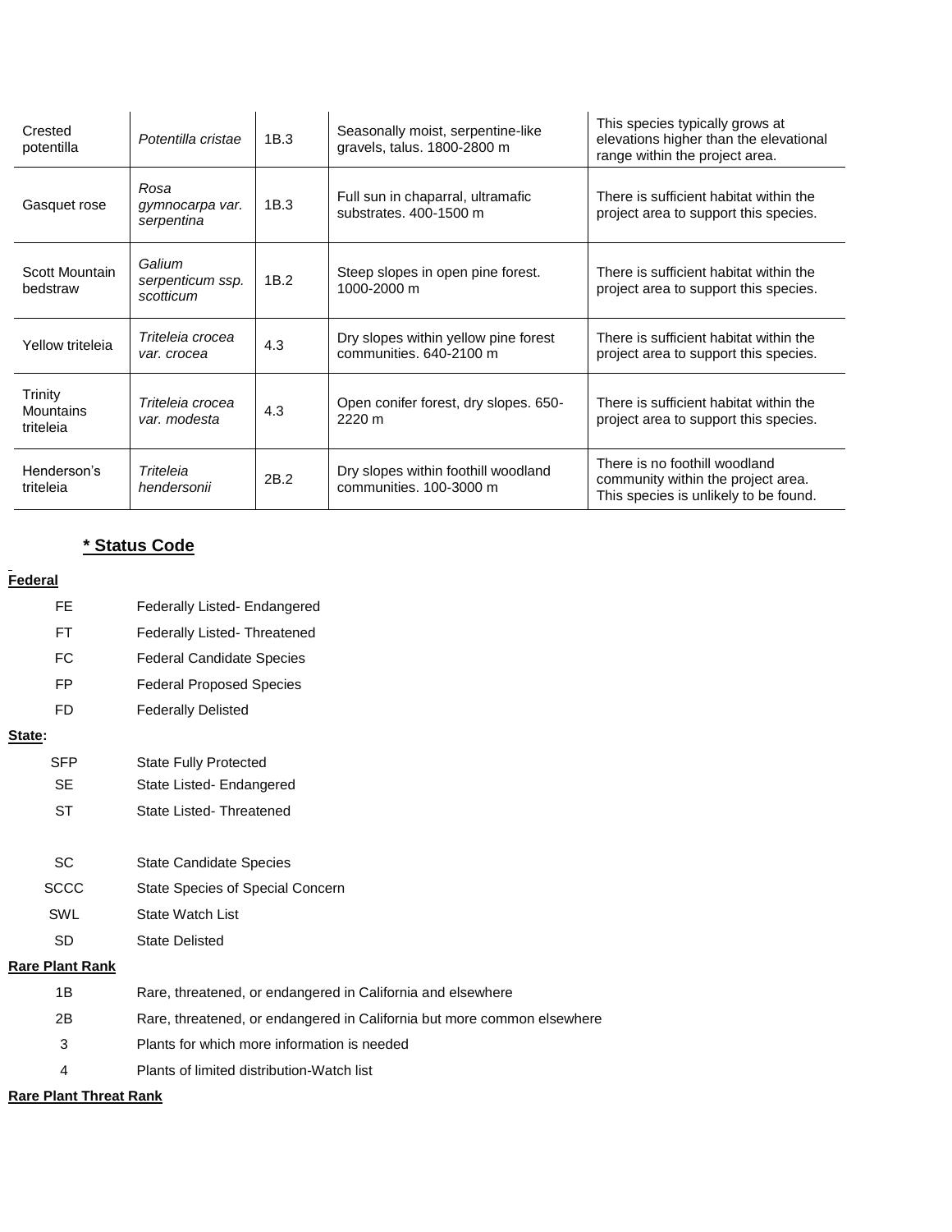| Crested potentilla | *Potentilla cristae* | 1B.3 | Seasonally moist, serpentine-like gravels, talus. 1800-2800 m | This species typically grows at elevations higher than the elevational range within the project area. |
|---|---|---|---|---|
| Gasquet rose | *Rosa gymnocarpa var. serpentina* | 1B.3 | Full sun in chaparral, ultramafic substrates. 400-1500 m | There is sufficient habitat within the project area to support this species. |
| Scott Mountain bedstraw | *Galium serpenticum ssp. scotticum* | 1B.2 | Steep slopes in open pine forest. 1000-2000 m | There is sufficient habitat within the project area to support this species. |
| Yellow triteleia | *Triteleia crocea var. crocea* | 4.3 | Dry slopes within yellow pine forest communities. 640-2100 m | There is sufficient habitat within the project area to support this species. |
| Trinity Mountains triteleia | *Triteleia crocea var. modesta* | 4.3 | Open conifer forest, dry slopes. 650-2220 m | There is sufficient habitat within the project area to support this species. |
| Henderson's triteleia | *Triteleia hendersonii* | 2B.2 | Dry slopes within foothill woodland communities. 100-3000 m | There is no foothill woodland community within the project area. This species is unlikely to be found. |

## * Status Code

**Federal**

| | |
|---|---|
| FE | Federally Listed- Endangered |
| FT | Federally Listed- Threatened |
| FC | Federal Candidate Species |
| FP | Federal Proposed Species |
| FD | Federally Delisted |

**State:**

| | |
|---|---|
| SFP | State Fully Protected |
| SE | State Listed- Endangered |
| ST | State Listed- Threatened |
| SC | State Candidate Species |
| SCCC | State Species of Special Concern |
| SWL | State Watch List |
| SD | State Delisted |

**Rare Plant Rank**

| | |
|---|---|
| 1B | Rare, threatened, or endangered in California and elsewhere |
| 2B | Rare, threatened, or endangered in California but more common elsewhere |
| 3 | Plants for which more information is needed |
| 4 | Plants of limited distribution-Watch list |

**Rare Plant Threat Rank**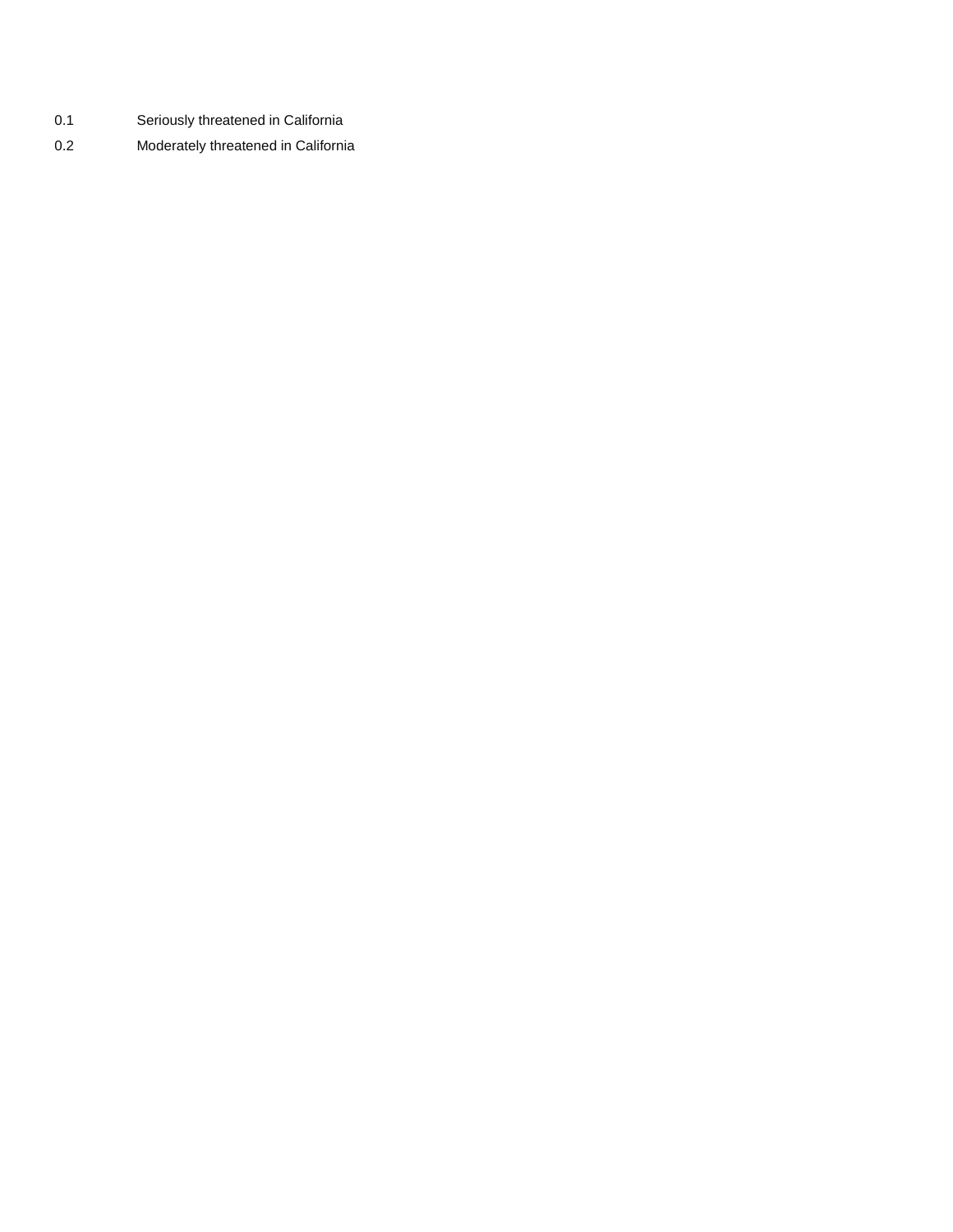| | |
|---|---|
| 0.1 | Seriously threatened in California |
| 0.2 | Moderately threatened in California |